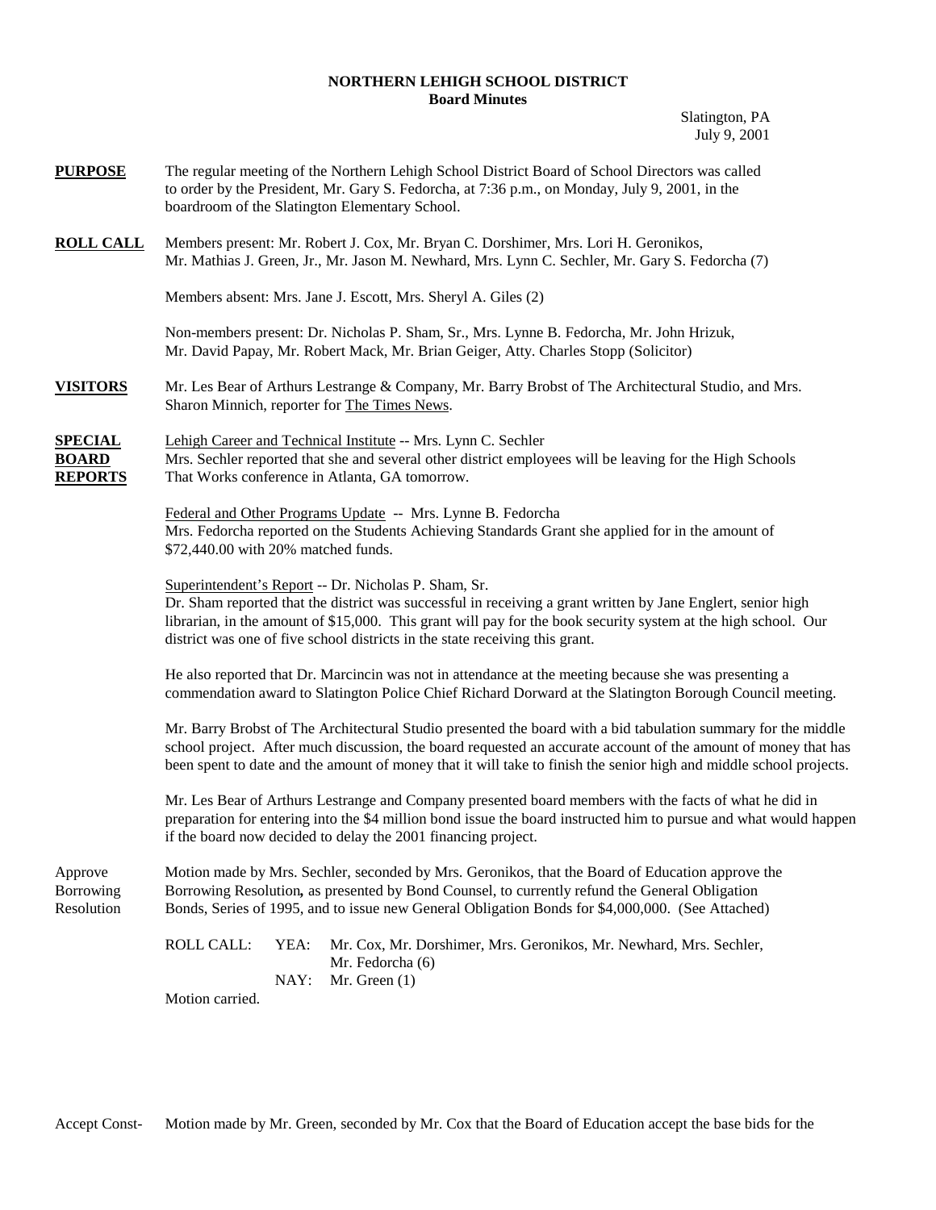# NORTHERN LEHIGH SCHOOL DISTRICT
## Board Minutes

Slatington, PA
July 9, 2001

**PURPOSE** The regular meeting of the Northern Lehigh School District Board of School Directors was called to order by the President, Mr. Gary S. Fedorcha, at 7:36 p.m., on Monday, July 9, 2001, in the boardroom of the Slatington Elementary School.

**ROLL CALL** Members present: Mr. Robert J. Cox, Mr. Bryan C. Dorshimer, Mrs. Lori H. Geronikos, Mr. Mathias J. Green, Jr., Mr. Jason M. Newhard, Mrs. Lynn C. Sechler, Mr. Gary S. Fedorcha (7)

Members absent: Mrs. Jane J. Escott, Mrs. Sheryl A. Giles (2)

Non-members present: Dr. Nicholas P. Sham, Sr., Mrs. Lynne B. Fedorcha, Mr. John Hrizuk, Mr. David Papay, Mr. Robert Mack, Mr. Brian Geiger, Atty. Charles Stopp (Solicitor)

**VISITORS** Mr. Les Bear of Arthurs Lestrange & Company, Mr. Barry Brobst of The Architectural Studio, and Mrs. Sharon Minnich, reporter for The Times News.

**SPECIAL BOARD REPORTS**

Lehigh Career and Technical Institute -- Mrs. Lynn C. Sechler
Mrs. Sechler reported that she and several other district employees will be leaving for the High Schools That Works conference in Atlanta, GA tomorrow.

Federal and Other Programs Update -- Mrs. Lynne B. Fedorcha
Mrs. Fedorcha reported on the Students Achieving Standards Grant she applied for in the amount of $72,440.00 with 20% matched funds.

Superintendent's Report -- Dr. Nicholas P. Sham, Sr.
Dr. Sham reported that the district was successful in receiving a grant written by Jane Englert, senior high librarian, in the amount of $15,000. This grant will pay for the book security system at the high school. Our district was one of five school districts in the state receiving this grant.

He also reported that Dr. Marcincin was not in attendance at the meeting because she was presenting a commendation award to Slatington Police Chief Richard Dorward at the Slatington Borough Council meeting.

Mr. Barry Brobst of The Architectural Studio presented the board with a bid tabulation summary for the middle school project. After much discussion, the board requested an accurate account of the amount of money that has been spent to date and the amount of money that it will take to finish the senior high and middle school projects.

Mr. Les Bear of Arthurs Lestrange and Company presented board members with the facts of what he did in preparation for entering into the $4 million bond issue the board instructed him to pursue and what would happen if the board now decided to delay the 2001 financing project.

Approve Borrowing Resolution

Motion made by Mrs. Sechler, seconded by Mrs. Geronikos, that the Board of Education approve the Borrowing Resolution**,** as presented by Bond Counsel, to currently refund the General Obligation Bonds, Series of 1995, and to issue new General Obligation Bonds for $4,000,000. (See Attached)

ROLL CALL: YEA: Mr. Cox, Mr. Dorshimer, Mrs. Geronikos, Mr. Newhard, Mrs. Sechler, Mr. Fedorcha (6)
NAY: Mr. Green (1)

Motion carried.

Accept Const- Motion made by Mr. Green, seconded by Mr. Cox that the Board of Education accept the base bids for the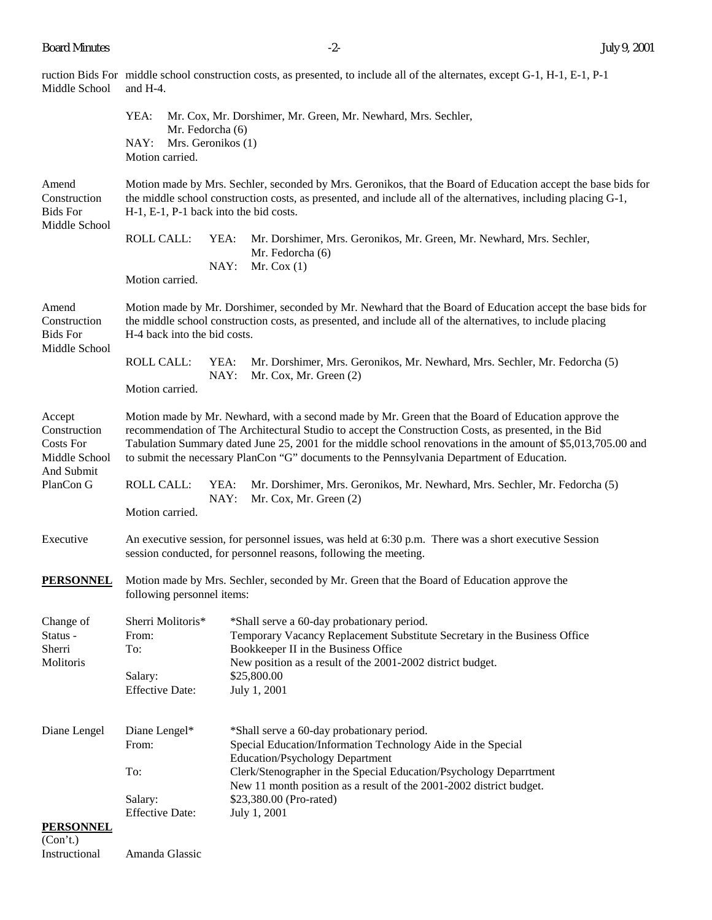ruction Bids For Middle School — middle school construction costs, as presented, to include all of the alternates, except G-1, H-1, E-1, P-1 and H-4.

YEA: Mr. Cox, Mr. Dorshimer, Mr. Green, Mr. Newhard, Mrs. Sechler, Mr. Fedorcha (6)
NAY: Mrs. Geronikos (1)
Motion carried.

**Amend Construction Bids For Middle School**

Motion made by Mrs. Sechler, seconded by Mrs. Geronikos, that the Board of Education accept the base bids for the middle school construction costs, as presented, and include all of the alternatives, including placing G-1, H-1, E-1, P-1 back into the bid costs.

ROLL CALL: YEA: Mr. Dorshimer, Mrs. Geronikos, Mr. Green, Mr. Newhard, Mrs. Sechler, Mr. Fedorcha (6)
NAY: Mr. Cox (1)
Motion carried.

**Amend Construction Bids For Middle School**

Motion made by Mr. Dorshimer, seconded by Mr. Newhard that the Board of Education accept the base bids for the middle school construction costs, as presented, and include all of the alternatives, to include placing H-4 back into the bid costs.

ROLL CALL: YEA: Mr. Dorshimer, Mrs. Geronikos, Mr. Newhard, Mrs. Sechler, Mr. Fedorcha (5)
NAY: Mr. Cox, Mr. Green (2)
Motion carried.

**Accept Construction Costs For Middle School And Submit PlanCon G**

Motion made by Mr. Newhard, with a second made by Mr. Green that the Board of Education approve the recommendation of The Architectural Studio to accept the Construction Costs, as presented, in the Bid Tabulation Summary dated June 25, 2001 for the middle school renovations in the amount of $5,013,705.00 and to submit the necessary PlanCon "G" documents to the Pennsylvania Department of Education.

ROLL CALL: YEA: Mr. Dorshimer, Mrs. Geronikos, Mr. Newhard, Mrs. Sechler, Mr. Fedorcha (5)
NAY: Mr. Cox, Mr. Green (2)
Motion carried.

**Executive**

An executive session, for personnel issues, was held at 6:30 p.m. There was a short executive Session session conducted, for personnel reasons, following the meeting.

## PERSONNEL

Motion made by Mrs. Sechler, seconded by Mr. Green that the Board of Education approve the following personnel items:

**Change of Status - Sherri Molitoris**

Sherri Molitoris* — *Shall serve a 60-day probationary period.
From: Temporary Vacancy Replacement Substitute Secretary in the Business Office
To: Bookkeeper II in the Business Office
New position as a result of the 2001-2002 district budget.
Salary: $25,800.00
Effective Date: July 1, 2001

**Diane Lengel**

Diane Lengel* — *Shall serve a 60-day probationary period.
From: Special Education/Information Technology Aide in the Special Education/Psychology Department
To: Clerk/Stenographer in the Special Education/Psychology Deparrtment
New 11 month position as a result of the 2001-2002 district budget.
Salary: $23,380.00 (Pro-rated)
Effective Date: July 1, 2001

## PERSONNEL (Con't.)

**Instructional**

Amanda Glassic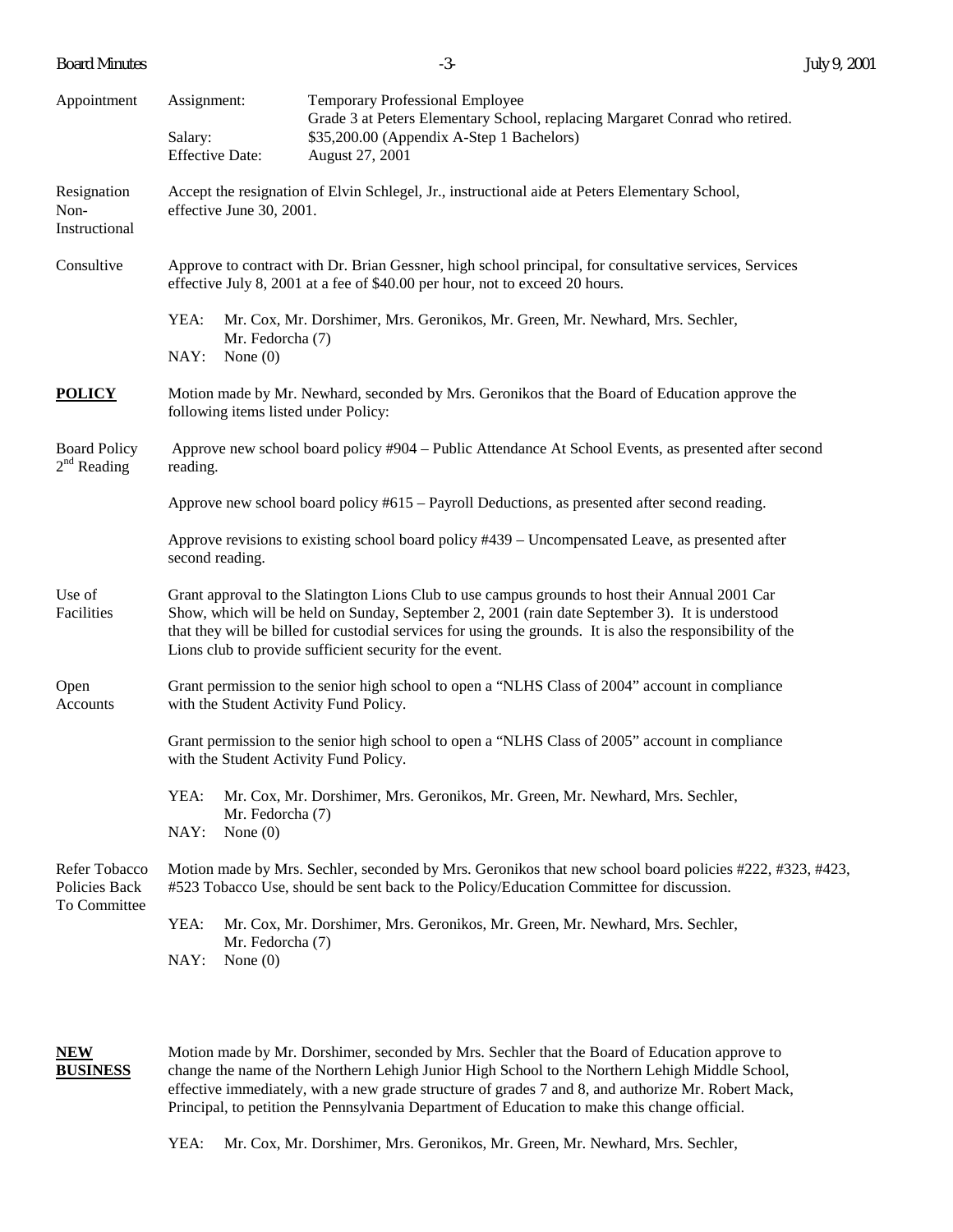Appointment

Assignment: Temporary Professional Employee
Grade 3 at Peters Elementary School, replacing Margaret Conrad who retired.
Salary: $35,200.00 (Appendix A-Step 1 Bachelors)
Effective Date: August 27, 2001

Resignation Non-Instructional

Accept the resignation of Elvin Schlegel, Jr., instructional aide at Peters Elementary School, effective June 30, 2001.

Consultive

Approve to contract with Dr. Brian Gessner, high school principal, for consultative services, Services effective July 8, 2001 at a fee of $40.00 per hour, not to exceed 20 hours.

YEA: Mr. Cox, Mr. Dorshimer, Mrs. Geronikos, Mr. Green, Mr. Newhard, Mrs. Sechler, Mr. Fedorcha (7)
NAY: None (0)

**POLICY**

Motion made by Mr. Newhard, seconded by Mrs. Geronikos that the Board of Education approve the following items listed under Policy:

Board Policy 2nd Reading

Approve new school board policy #904 – Public Attendance At School Events, as presented after second reading.

Approve new school board policy #615 – Payroll Deductions, as presented after second reading.

Approve revisions to existing school board policy #439 – Uncompensated Leave, as presented after second reading.

Use of Facilities

Grant approval to the Slatington Lions Club to use campus grounds to host their Annual 2001 Car Show, which will be held on Sunday, September 2, 2001 (rain date September 3). It is understood that they will be billed for custodial services for using the grounds. It is also the responsibility of the Lions club to provide sufficient security for the event.

Open Accounts

Grant permission to the senior high school to open a "NLHS Class of 2004" account in compliance with the Student Activity Fund Policy.

Grant permission to the senior high school to open a "NLHS Class of 2005" account in compliance with the Student Activity Fund Policy.

YEA: Mr. Cox, Mr. Dorshimer, Mrs. Geronikos, Mr. Green, Mr. Newhard, Mrs. Sechler, Mr. Fedorcha (7)
NAY: None (0)

Refer Tobacco Policies Back To Committee

Motion made by Mrs. Sechler, seconded by Mrs. Geronikos that new school board policies #222, #323, #423, #523 Tobacco Use, should be sent back to the Policy/Education Committee for discussion.

YEA: Mr. Cox, Mr. Dorshimer, Mrs. Geronikos, Mr. Green, Mr. Newhard, Mrs. Sechler, Mr. Fedorcha (7)
NAY: None (0)

**NEW BUSINESS**

Motion made by Mr. Dorshimer, seconded by Mrs. Sechler that the Board of Education approve to change the name of the Northern Lehigh Junior High School to the Northern Lehigh Middle School, effective immediately, with a new grade structure of grades 7 and 8, and authorize Mr. Robert Mack, Principal, to petition the Pennsylvania Department of Education to make this change official.

YEA: Mr. Cox, Mr. Dorshimer, Mrs. Geronikos, Mr. Green, Mr. Newhard, Mrs. Sechler,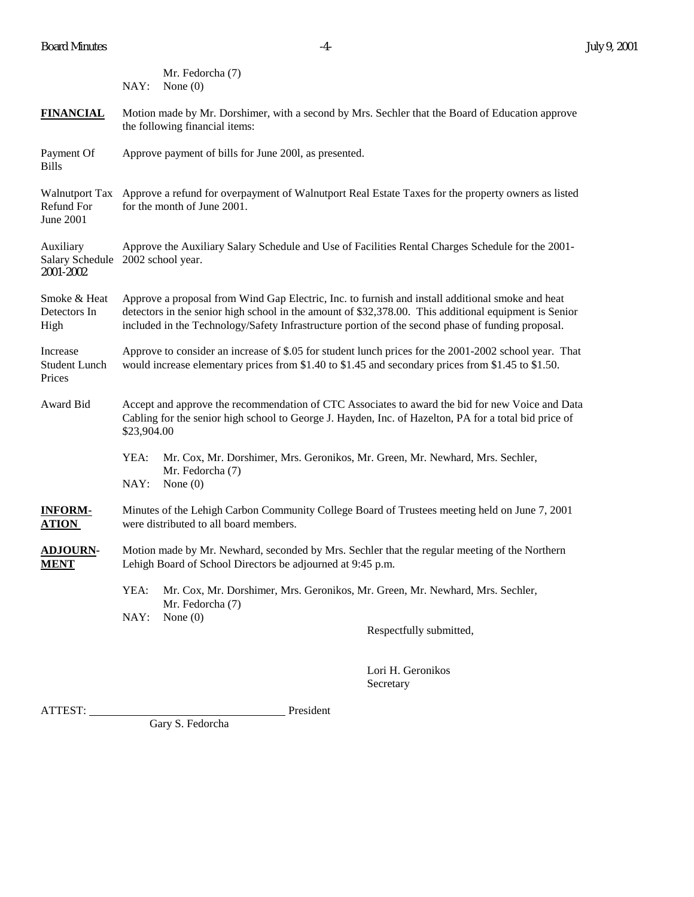Mr. Fedorcha (7)
NAY: None (0)

**FINANCIAL** Motion made by Mr. Dorshimer, with a second by Mrs. Sechler that the Board of Education approve the following financial items:

Payment Of Bills — Approve payment of bills for June 200l, as presented.

Walnutport Tax Refund For June 2001 — Approve a refund for overpayment of Walnutport Real Estate Taxes for the property owners as listed for the month of June 2001.

Auxiliary Salary Schedule 2001-2002 — Approve the Auxiliary Salary Schedule and Use of Facilities Rental Charges Schedule for the 2001-2002 school year.

Smoke & Heat Detectors In Senior High — Approve a proposal from Wind Gap Electric, Inc. to furnish and install additional smoke and heat detectors in the senior high school in the amount of $32,378.00. This additional equipment is included in the Technology/Safety Infrastructure portion of the second phase of funding proposal.

Increase Student Lunch Prices — Approve to consider an increase of $.05 for student lunch prices for the 2001-2002 school year. That would increase elementary prices from $1.40 to $1.45 and secondary prices from $1.45 to $1.50.

Award Bid — Accept and approve the recommendation of CTC Associates to award the bid for new Voice and Data Cabling for the senior high school to George J. Hayden, Inc. of Hazelton, PA for a total bid price of $23,904.00

YEA: Mr. Cox, Mr. Dorshimer, Mrs. Geronikos, Mr. Green, Mr. Newhard, Mrs. Sechler, Mr. Fedorcha (7)
NAY: None (0)

**INFORMATION** Minutes of the Lehigh Carbon Community College Board of Trustees meeting held on June 7, 2001 were distributed to all board members.

**ADJOURNMENT** Motion made by Mr. Newhard, seconded by Mrs. Sechler that the regular meeting of the Northern Lehigh Board of School Directors be adjourned at 9:45 p.m.

YEA: Mr. Cox, Mr. Dorshimer, Mrs. Geronikos, Mr. Green, Mr. Newhard, Mrs. Sechler, Mr. Fedorcha (7)
NAY: None (0)

Respectfully submitted,

Lori H. Geronikos
Secretary

ATTEST: ______________________ President
Gary S. Fedorcha